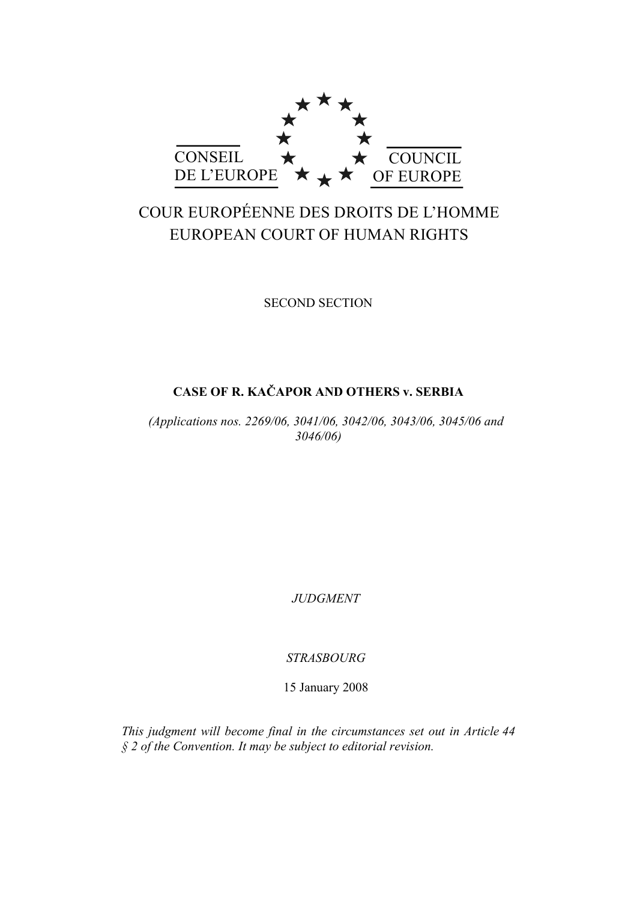CONSEIL DE L'EUROPE

COUNCIL OF EUROPE

COUR EUROPÉENNE DES DROITS DE L'HOMME

EUROPEAN COURT OF HUMAN RIGHTS

SECOND SECTION

**CASE OF R. KAČAPOR AND OTHERS v. SERBIA**

*(Applications nos. 2269/06, 3041/06, 3042/06, 3043/06, 3045/06 and 3046/06)*

*JUDGMENT*

*STRASBOURG*

15 January 2008

*This judgment will become final in the circumstances set out in Article 44 § 2 of the Convention. It may be subject to editorial revision.*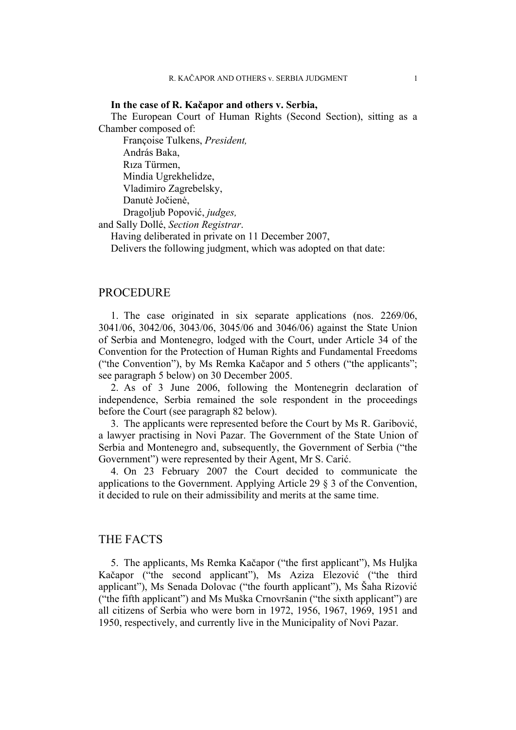**In the case of R. Kačapor and others v. Serbia,**

The European Court of Human Rights (Second Section), sitting as a Chamber composed of:

Françoise Tulkens, *President,*
András Baka,
Rıza Türmen,
Mindia Ugrekhelidze,
Vladimiro Zagrebelsky,
Danutė Jočienė,
Dragoljub Popović, *judges,*

and Sally Dollé, *Section Registrar*.

Having deliberated in private on 11 December 2007,

Delivers the following judgment, which was adopted on that date:

## PROCEDURE

1. The case originated in six separate applications (nos. 2269/06, 3041/06, 3042/06, 3043/06, 3045/06 and 3046/06) against the State Union of Serbia and Montenegro, lodged with the Court, under Article 34 of the Convention for the Protection of Human Rights and Fundamental Freedoms ("the Convention"), by Ms Remka Kačapor and 5 others ("the applicants"; see paragraph 5 below) on 30 December 2005.

2. As of 3 June 2006, following the Montenegrin declaration of independence, Serbia remained the sole respondent in the proceedings before the Court (see paragraph 82 below).

3. The applicants were represented before the Court by Ms R. Garibović, a lawyer practising in Novi Pazar. The Government of the State Union of Serbia and Montenegro and, subsequently, the Government of Serbia ("the Government") were represented by their Agent, Mr S. Carić.

4. On 23 February 2007 the Court decided to communicate the applications to the Government. Applying Article 29 § 3 of the Convention, it decided to rule on their admissibility and merits at the same time.

## THE FACTS

5. The applicants, Ms Remka Kačapor ("the first applicant"), Ms Huljka Kačapor ("the second applicant"), Ms Aziza Elezović ("the third applicant"), Ms Senada Dolovac ("the fourth applicant"), Ms Šaha Rizović ("the fifth applicant") and Ms Muška Crnovršanin ("the sixth applicant") are all citizens of Serbia who were born in 1972, 1956, 1967, 1969, 1951 and 1950, respectively, and currently live in the Municipality of Novi Pazar.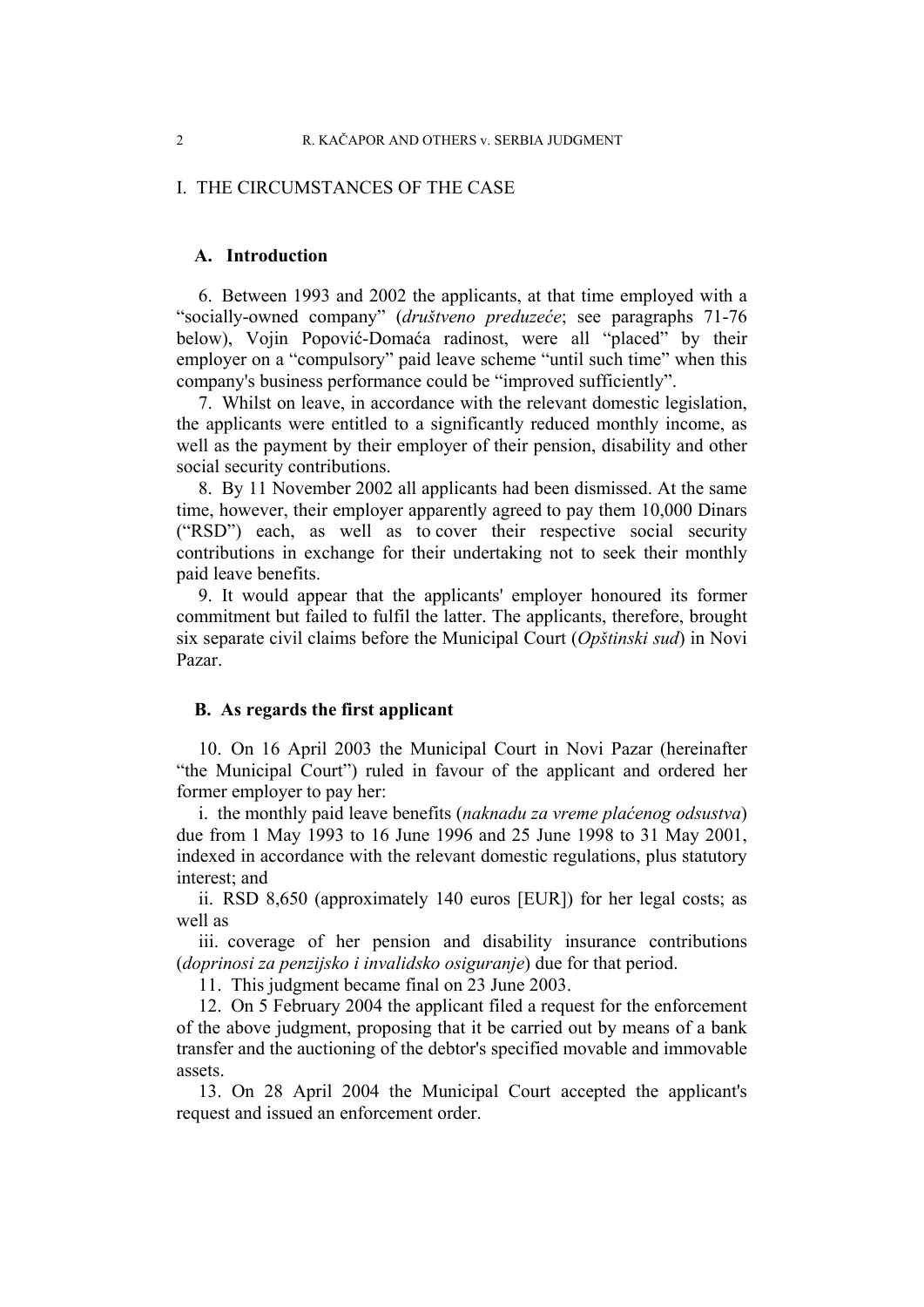## I. THE CIRCUMSTANCES OF THE CASE

### A. Introduction

6. Between 1993 and 2002 the applicants, at that time employed with a "socially-owned company" (*društveno preduzeće*; see paragraphs 71-76 below), Vojin Popović-Domaća radinost, were all "placed" by their employer on a "compulsory" paid leave scheme "until such time" when this company's business performance could be "improved sufficiently".

7. Whilst on leave, in accordance with the relevant domestic legislation, the applicants were entitled to a significantly reduced monthly income, as well as the payment by their employer of their pension, disability and other social security contributions.

8. By 11 November 2002 all applicants had been dismissed. At the same time, however, their employer apparently agreed to pay them 10,000 Dinars ("RSD") each, as well as to cover their respective social security contributions in exchange for their undertaking not to seek their monthly paid leave benefits.

9. It would appear that the applicants' employer honoured its former commitment but failed to fulfil the latter. The applicants, therefore, brought six separate civil claims before the Municipal Court (*Opštinski sud*) in Novi Pazar.

### B. As regards the first applicant

10. On 16 April 2003 the Municipal Court in Novi Pazar (hereinafter "the Municipal Court") ruled in favour of the applicant and ordered her former employer to pay her:

i. the monthly paid leave benefits (*naknadu za vreme plaćenog odsustva*) due from 1 May 1993 to 16 June 1996 and 25 June 1998 to 31 May 2001, indexed in accordance with the relevant domestic regulations, plus statutory interest; and

ii. RSD 8,650 (approximately 140 euros [EUR]) for her legal costs; as well as

iii. coverage of her pension and disability insurance contributions (*doprinosi za penzijsko i invalidsko osiguranje*) due for that period.

11. This judgment became final on 23 June 2003.

12. On 5 February 2004 the applicant filed a request for the enforcement of the above judgment, proposing that it be carried out by means of a bank transfer and the auctioning of the debtor's specified movable and immovable assets.

13. On 28 April 2004 the Municipal Court accepted the applicant's request and issued an enforcement order.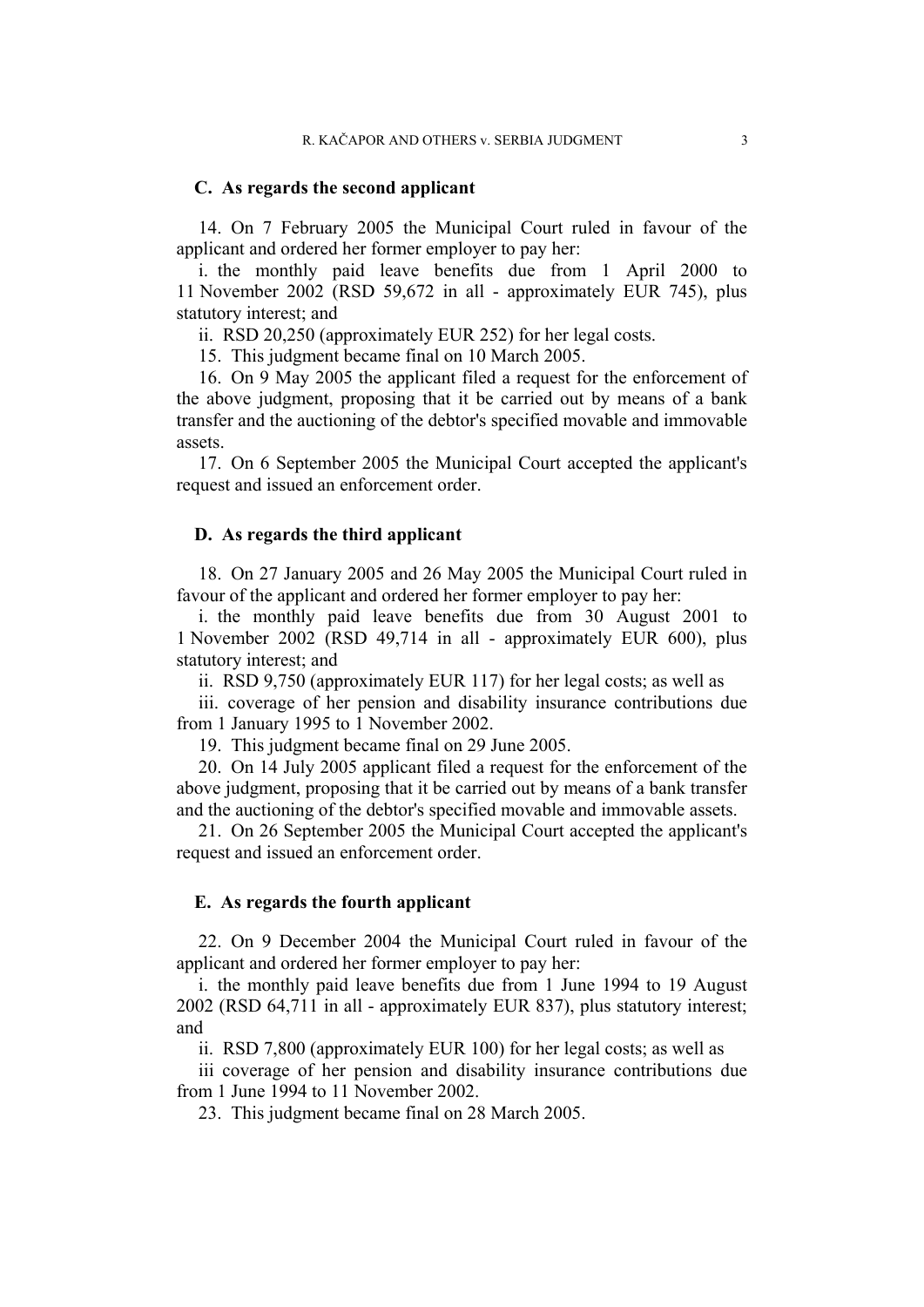## C. As regards the second applicant

14. On 7 February 2005 the Municipal Court ruled in favour of the applicant and ordered her former employer to pay her:

i. the monthly paid leave benefits due from 1 April 2000 to 11 November 2002 (RSD 59,672 in all - approximately EUR 745), plus statutory interest; and

ii. RSD 20,250 (approximately EUR 252) for her legal costs.

15. This judgment became final on 10 March 2005.

16. On 9 May 2005 the applicant filed a request for the enforcement of the above judgment, proposing that it be carried out by means of a bank transfer and the auctioning of the debtor's specified movable and immovable assets.

17. On 6 September 2005 the Municipal Court accepted the applicant's request and issued an enforcement order.

## D. As regards the third applicant

18. On 27 January 2005 and 26 May 2005 the Municipal Court ruled in favour of the applicant and ordered her former employer to pay her:

i. the monthly paid leave benefits due from 30 August 2001 to 1 November 2002 (RSD 49,714 in all - approximately EUR 600), plus statutory interest; and

ii. RSD 9,750 (approximately EUR 117) for her legal costs; as well as

iii. coverage of her pension and disability insurance contributions due from 1 January 1995 to 1 November 2002.

19. This judgment became final on 29 June 2005.

20. On 14 July 2005 applicant filed a request for the enforcement of the above judgment, proposing that it be carried out by means of a bank transfer and the auctioning of the debtor's specified movable and immovable assets.

21. On 26 September 2005 the Municipal Court accepted the applicant's request and issued an enforcement order.

## E. As regards the fourth applicant

22. On 9 December 2004 the Municipal Court ruled in favour of the applicant and ordered her former employer to pay her:

i. the monthly paid leave benefits due from 1 June 1994 to 19 August 2002 (RSD 64,711 in all - approximately EUR 837), plus statutory interest; and

ii. RSD 7,800 (approximately EUR 100) for her legal costs; as well as

iii coverage of her pension and disability insurance contributions due from 1 June 1994 to 11 November 2002.

23. This judgment became final on 28 March 2005.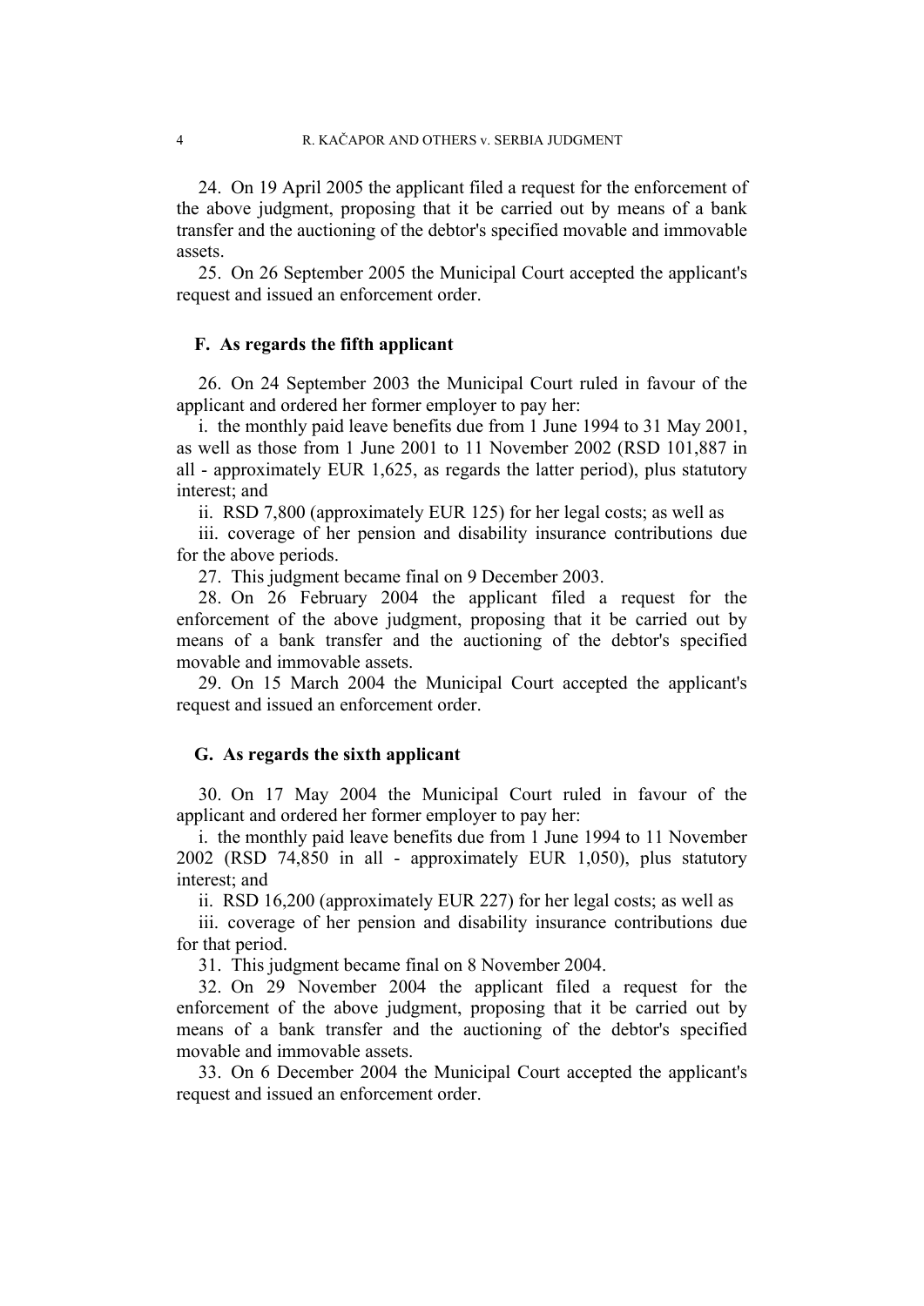24. On 19 April 2005 the applicant filed a request for the enforcement of the above judgment, proposing that it be carried out by means of a bank transfer and the auctioning of the debtor's specified movable and immovable assets.

25. On 26 September 2005 the Municipal Court accepted the applicant's request and issued an enforcement order.

### F. As regards the fifth applicant

26. On 24 September 2003 the Municipal Court ruled in favour of the applicant and ordered her former employer to pay her:

i. the monthly paid leave benefits due from 1 June 1994 to 31 May 2001, as well as those from 1 June 2001 to 11 November 2002 (RSD 101,887 in all - approximately EUR 1,625, as regards the latter period), plus statutory interest; and

ii. RSD 7,800 (approximately EUR 125) for her legal costs; as well as

iii. coverage of her pension and disability insurance contributions due for the above periods.

27. This judgment became final on 9 December 2003.

28. On 26 February 2004 the applicant filed a request for the enforcement of the above judgment, proposing that it be carried out by means of a bank transfer and the auctioning of the debtor's specified movable and immovable assets.

29. On 15 March 2004 the Municipal Court accepted the applicant's request and issued an enforcement order.

### G. As regards the sixth applicant

30. On 17 May 2004 the Municipal Court ruled in favour of the applicant and ordered her former employer to pay her:

i. the monthly paid leave benefits due from 1 June 1994 to 11 November 2002 (RSD 74,850 in all - approximately EUR 1,050), plus statutory interest; and

ii. RSD 16,200 (approximately EUR 227) for her legal costs; as well as

iii. coverage of her pension and disability insurance contributions due for that period.

31. This judgment became final on 8 November 2004.

32. On 29 November 2004 the applicant filed a request for the enforcement of the above judgment, proposing that it be carried out by means of a bank transfer and the auctioning of the debtor's specified movable and immovable assets.

33. On 6 December 2004 the Municipal Court accepted the applicant's request and issued an enforcement order.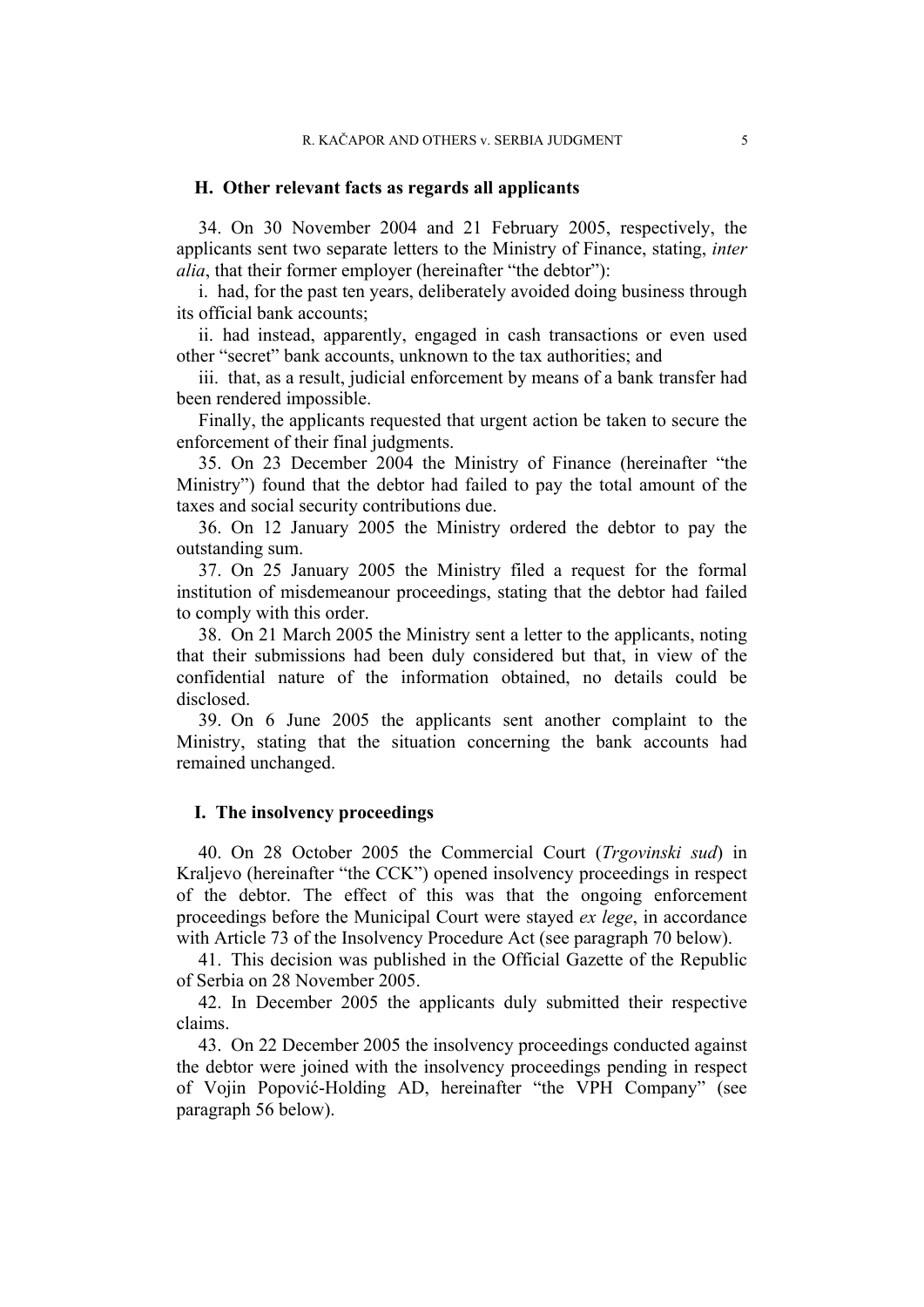## H. Other relevant facts as regards all applicants

34. On 30 November 2004 and 21 February 2005, respectively, the applicants sent two separate letters to the Ministry of Finance, stating, *inter alia*, that their former employer (hereinafter "the debtor"):

i. had, for the past ten years, deliberately avoided doing business through its official bank accounts;

ii. had instead, apparently, engaged in cash transactions or even used other "secret" bank accounts, unknown to the tax authorities; and

iii. that, as a result, judicial enforcement by means of a bank transfer had been rendered impossible.

Finally, the applicants requested that urgent action be taken to secure the enforcement of their final judgments.

35. On 23 December 2004 the Ministry of Finance (hereinafter "the Ministry") found that the debtor had failed to pay the total amount of the taxes and social security contributions due.

36. On 12 January 2005 the Ministry ordered the debtor to pay the outstanding sum.

37. On 25 January 2005 the Ministry filed a request for the formal institution of misdemeanour proceedings, stating that the debtor had failed to comply with this order.

38. On 21 March 2005 the Ministry sent a letter to the applicants, noting that their submissions had been duly considered but that, in view of the confidential nature of the information obtained, no details could be disclosed.

39. On 6 June 2005 the applicants sent another complaint to the Ministry, stating that the situation concerning the bank accounts had remained unchanged.

## I. The insolvency proceedings

40. On 28 October 2005 the Commercial Court (*Trgovinski sud*) in Kraljevo (hereinafter "the CCK") opened insolvency proceedings in respect of the debtor. The effect of this was that the ongoing enforcement proceedings before the Municipal Court were stayed *ex lege*, in accordance with Article 73 of the Insolvency Procedure Act (see paragraph 70 below).

41. This decision was published in the Official Gazette of the Republic of Serbia on 28 November 2005.

42. In December 2005 the applicants duly submitted their respective claims.

43. On 22 December 2005 the insolvency proceedings conducted against the debtor were joined with the insolvency proceedings pending in respect of Vojin Popović-Holding AD, hereinafter "the VPH Company" (see paragraph 56 below).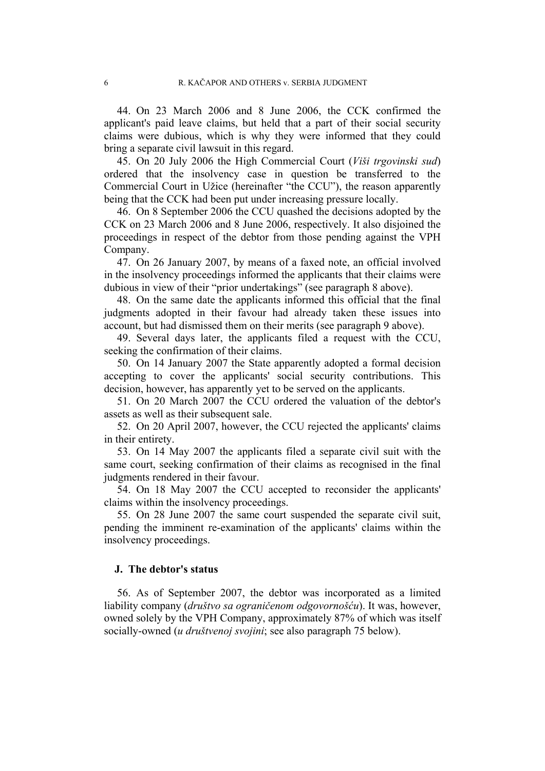44. On 23 March 2006 and 8 June 2006, the CCK confirmed the applicant's paid leave claims, but held that a part of their social security claims were dubious, which is why they were informed that they could bring a separate civil lawsuit in this regard.

45. On 20 July 2006 the High Commercial Court (*Viši trgovinski sud*) ordered that the insolvency case in question be transferred to the Commercial Court in Užice (hereinafter "the CCU"), the reason apparently being that the CCK had been put under increasing pressure locally.

46. On 8 September 2006 the CCU quashed the decisions adopted by the CCK on 23 March 2006 and 8 June 2006, respectively. It also disjoined the proceedings in respect of the debtor from those pending against the VPH Company.

47. On 26 January 2007, by means of a faxed note, an official involved in the insolvency proceedings informed the applicants that their claims were dubious in view of their "prior undertakings" (see paragraph 8 above).

48. On the same date the applicants informed this official that the final judgments adopted in their favour had already taken these issues into account, but had dismissed them on their merits (see paragraph 9 above).

49. Several days later, the applicants filed a request with the CCU, seeking the confirmation of their claims.

50. On 14 January 2007 the State apparently adopted a formal decision accepting to cover the applicants' social security contributions. This decision, however, has apparently yet to be served on the applicants.

51. On 20 March 2007 the CCU ordered the valuation of the debtor's assets as well as their subsequent sale.

52. On 20 April 2007, however, the CCU rejected the applicants' claims in their entirety.

53. On 14 May 2007 the applicants filed a separate civil suit with the same court, seeking confirmation of their claims as recognised in the final judgments rendered in their favour.

54. On 18 May 2007 the CCU accepted to reconsider the applicants' claims within the insolvency proceedings.

55. On 28 June 2007 the same court suspended the separate civil suit, pending the imminent re-examination of the applicants' claims within the insolvency proceedings.

### J. The debtor's status

56. As of September 2007, the debtor was incorporated as a limited liability company (*društvo sa ograničenom odgovornošću*). It was, however, owned solely by the VPH Company, approximately 87% of which was itself socially-owned (*u društvenoj svojini*; see also paragraph 75 below).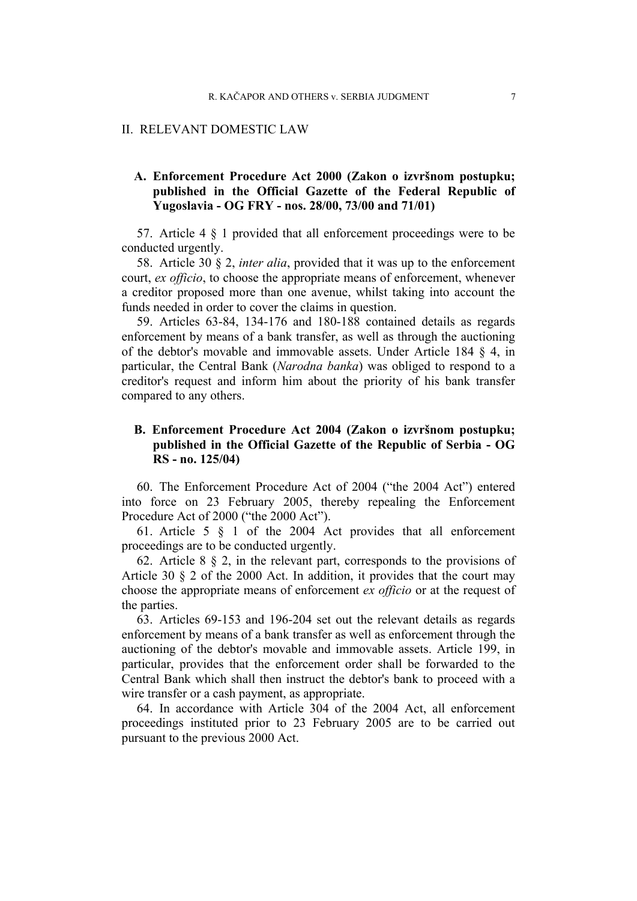## II. RELEVANT DOMESTIC LAW

### A. Enforcement Procedure Act 2000 (Zakon o izvršnom postupku; published in the Official Gazette of the Federal Republic of Yugoslavia - OG FRY - nos. 28/00, 73/00 and 71/01)

57. Article 4 § 1 provided that all enforcement proceedings were to be conducted urgently.

58. Article 30 § 2, *inter alia*, provided that it was up to the enforcement court, *ex officio*, to choose the appropriate means of enforcement, whenever a creditor proposed more than one avenue, whilst taking into account the funds needed in order to cover the claims in question.

59. Articles 63-84, 134-176 and 180-188 contained details as regards enforcement by means of a bank transfer, as well as through the auctioning of the debtor's movable and immovable assets. Under Article 184 § 4, in particular, the Central Bank (*Narodna banka*) was obliged to respond to a creditor's request and inform him about the priority of his bank transfer compared to any others.

### B. Enforcement Procedure Act 2004 (Zakon o izvršnom postupku; published in the Official Gazette of the Republic of Serbia - OG RS - no. 125/04)

60. The Enforcement Procedure Act of 2004 ("the 2004 Act") entered into force on 23 February 2005, thereby repealing the Enforcement Procedure Act of 2000 ("the 2000 Act").

61. Article 5 § 1 of the 2004 Act provides that all enforcement proceedings are to be conducted urgently.

62. Article 8 § 2, in the relevant part, corresponds to the provisions of Article 30 § 2 of the 2000 Act. In addition, it provides that the court may choose the appropriate means of enforcement *ex officio* or at the request of the parties.

63. Articles 69-153 and 196-204 set out the relevant details as regards enforcement by means of a bank transfer as well as enforcement through the auctioning of the debtor's movable and immovable assets. Article 199, in particular, provides that the enforcement order shall be forwarded to the Central Bank which shall then instruct the debtor's bank to proceed with a wire transfer or a cash payment, as appropriate.

64. In accordance with Article 304 of the 2004 Act, all enforcement proceedings instituted prior to 23 February 2005 are to be carried out pursuant to the previous 2000 Act.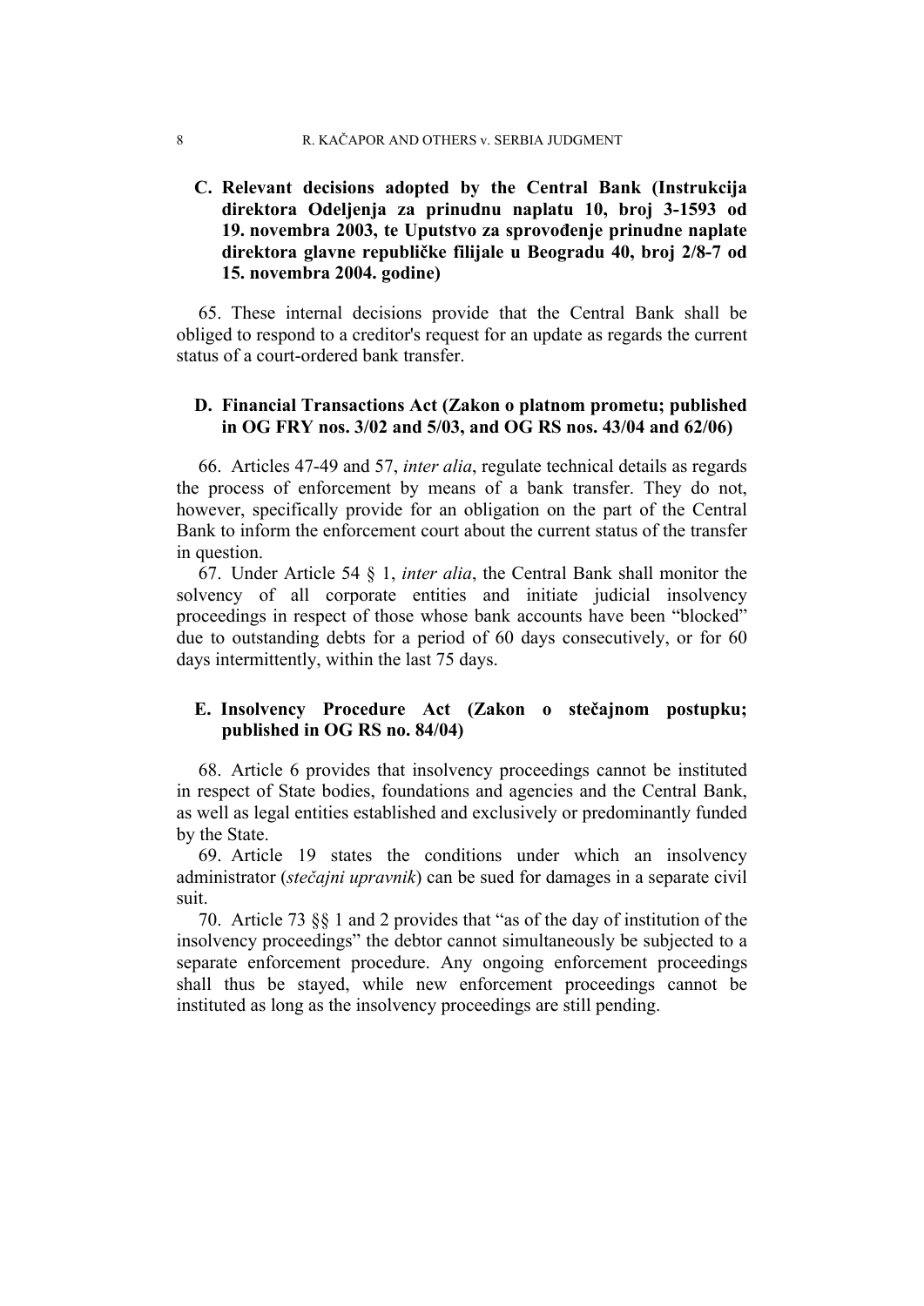### C. Relevant decisions adopted by the Central Bank (Instrukcija direktora Odeljenja za prinudnu naplatu 10, broj 3-1593 od 19. novembra 2003, te Uputstvo za sprovođenje prinudne naplate direktora glavne republičke filijale u Beogradu 40, broj 2/8-7 od 15. novembra 2004. godine)

65. These internal decisions provide that the Central Bank shall be obliged to respond to a creditor's request for an update as regards the current status of a court-ordered bank transfer.

### D. Financial Transactions Act (Zakon o platnom prometu; published in OG FRY nos. 3/02 and 5/03, and OG RS nos. 43/04 and 62/06)

66. Articles 47-49 and 57, *inter alia*, regulate technical details as regards the process of enforcement by means of a bank transfer. They do not, however, specifically provide for an obligation on the part of the Central Bank to inform the enforcement court about the current status of the transfer in question.

67. Under Article 54 § 1, *inter alia*, the Central Bank shall monitor the solvency of all corporate entities and initiate judicial insolvency proceedings in respect of those whose bank accounts have been "blocked" due to outstanding debts for a period of 60 days consecutively, or for 60 days intermittently, within the last 75 days.

### E. Insolvency Procedure Act (Zakon o stečajnom postupku; published in OG RS no. 84/04)

68. Article 6 provides that insolvency proceedings cannot be instituted in respect of State bodies, foundations and agencies and the Central Bank, as well as legal entities established and exclusively or predominantly funded by the State.

69. Article 19 states the conditions under which an insolvency administrator (*stečajni upravnik*) can be sued for damages in a separate civil suit.

70. Article 73 §§ 1 and 2 provides that "as of the day of institution of the insolvency proceedings" the debtor cannot simultaneously be subjected to a separate enforcement procedure. Any ongoing enforcement proceedings shall thus be stayed, while new enforcement proceedings cannot be instituted as long as the insolvency proceedings are still pending.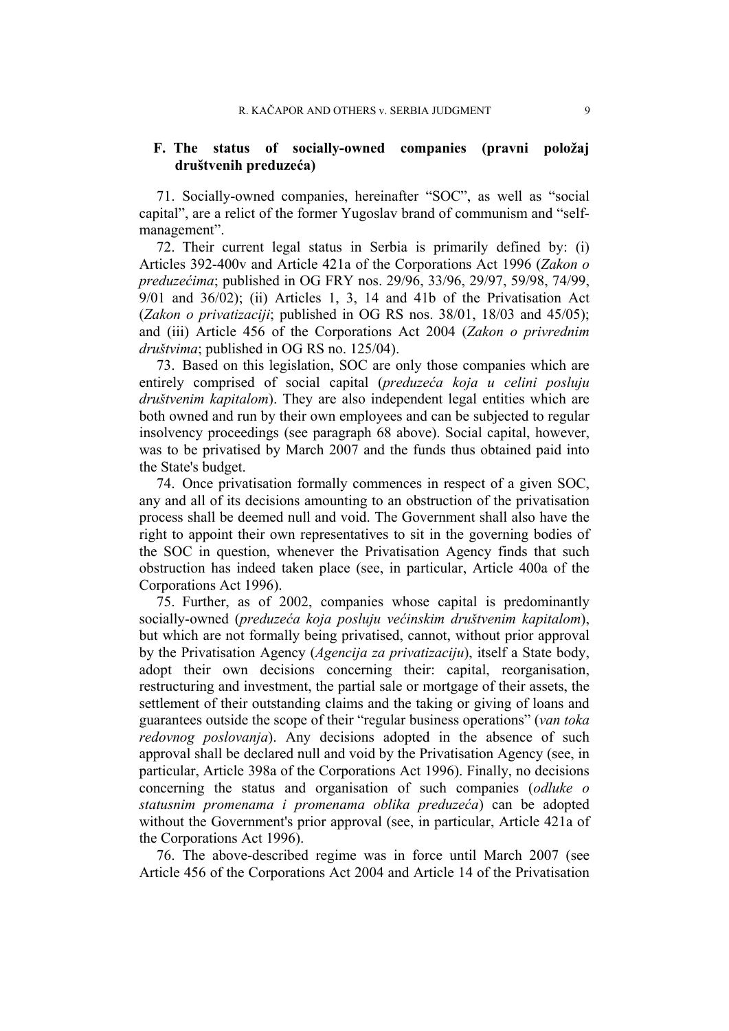## F. The status of socially-owned companies (pravni položaj društvenih preduzeća)

71. Socially-owned companies, hereinafter "SOC", as well as "social capital", are a relict of the former Yugoslav brand of communism and "self-management".

72. Their current legal status in Serbia is primarily defined by: (i) Articles 392-400v and Article 421a of the Corporations Act 1996 (*Zakon o preduzećima*; published in OG FRY nos. 29/96, 33/96, 29/97, 59/98, 74/99, 9/01 and 36/02); (ii) Articles 1, 3, 14 and 41b of the Privatisation Act (*Zakon o privatizaciji*; published in OG RS nos. 38/01, 18/03 and 45/05); and (iii) Article 456 of the Corporations Act 2004 (*Zakon o privrednim društvima*; published in OG RS no. 125/04).

73. Based on this legislation, SOC are only those companies which are entirely comprised of social capital (*preduzeća koja u celini posluju društvenim kapitalom*). They are also independent legal entities which are both owned and run by their own employees and can be subjected to regular insolvency proceedings (see paragraph 68 above). Social capital, however, was to be privatised by March 2007 and the funds thus obtained paid into the State's budget.

74. Once privatisation formally commences in respect of a given SOC, any and all of its decisions amounting to an obstruction of the privatisation process shall be deemed null and void. The Government shall also have the right to appoint their own representatives to sit in the governing bodies of the SOC in question, whenever the Privatisation Agency finds that such obstruction has indeed taken place (see, in particular, Article 400a of the Corporations Act 1996).

75. Further, as of 2002, companies whose capital is predominantly socially-owned (*preduzeća koja posluju većinskim društvenim kapitalom*), but which are not formally being privatised, cannot, without prior approval by the Privatisation Agency (*Agencija za privatizaciju*), itself a State body, adopt their own decisions concerning their: capital, reorganisation, restructuring and investment, the partial sale or mortgage of their assets, the settlement of their outstanding claims and the taking or giving of loans and guarantees outside the scope of their "regular business operations" (*van toka redovnog poslovanja*). Any decisions adopted in the absence of such approval shall be declared null and void by the Privatisation Agency (see, in particular, Article 398a of the Corporations Act 1996). Finally, no decisions concerning the status and organisation of such companies (*odluke o statusnim promenama i promenama oblika preduzeća*) can be adopted without the Government's prior approval (see, in particular, Article 421a of the Corporations Act 1996).

76. The above-described regime was in force until March 2007 (see Article 456 of the Corporations Act 2004 and Article 14 of the Privatisation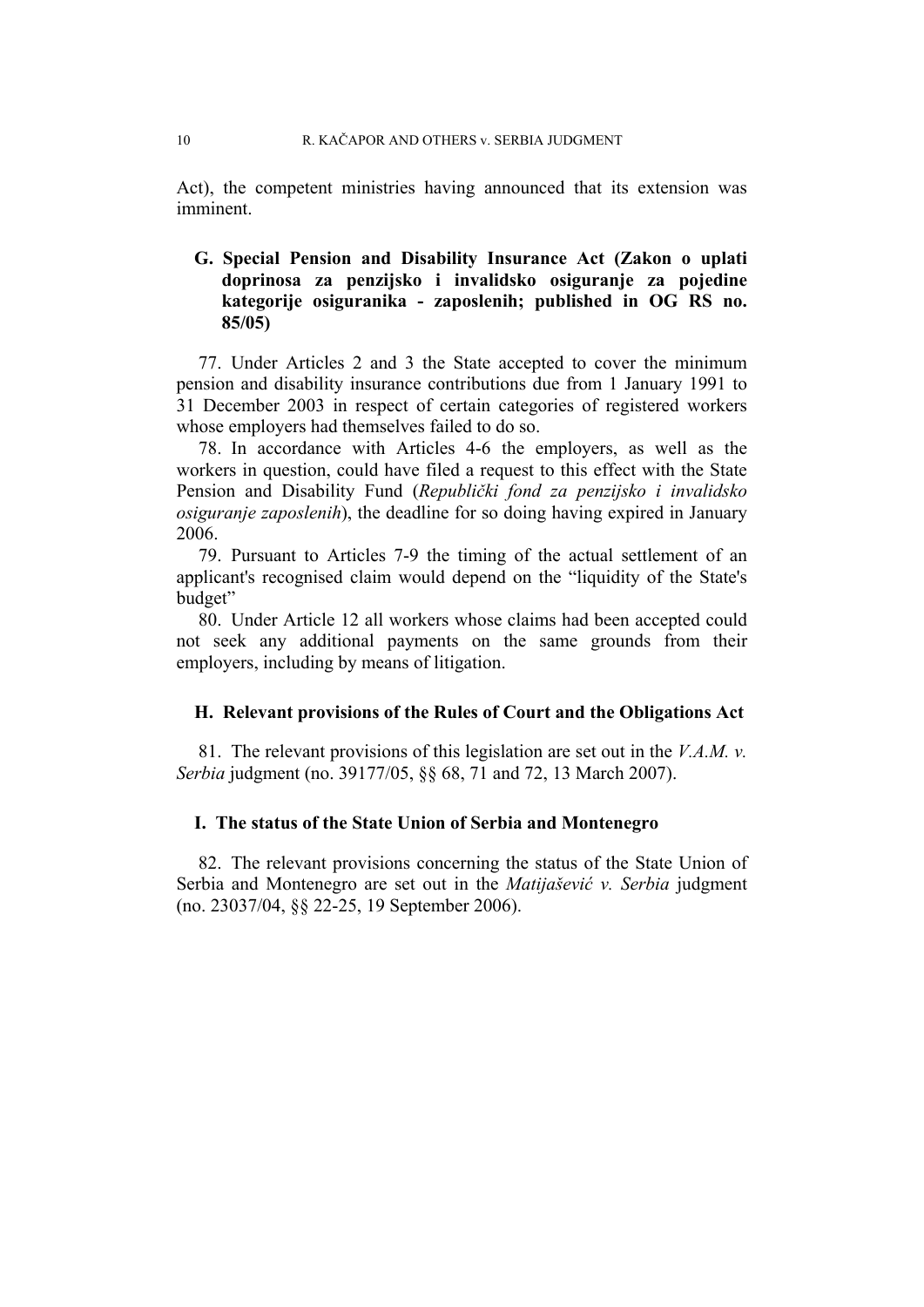Act), the competent ministries having announced that its extension was imminent.

### G. Special Pension and Disability Insurance Act (Zakon o uplati doprinosa za penzijsko i invalidsko osiguranje za pojedine kategorije osiguranika - zaposlenih; published in OG RS no. 85/05)

77. Under Articles 2 and 3 the State accepted to cover the minimum pension and disability insurance contributions due from 1 January 1991 to 31 December 2003 in respect of certain categories of registered workers whose employers had themselves failed to do so.

78. In accordance with Articles 4-6 the employers, as well as the workers in question, could have filed a request to this effect with the State Pension and Disability Fund (*Republički fond za penzijsko i invalidsko osiguranje zaposlenih*), the deadline for so doing having expired in January 2006.

79. Pursuant to Articles 7-9 the timing of the actual settlement of an applicant's recognised claim would depend on the "liquidity of the State's budget"

80. Under Article 12 all workers whose claims had been accepted could not seek any additional payments on the same grounds from their employers, including by means of litigation.

### H. Relevant provisions of the Rules of Court and the Obligations Act

81. The relevant provisions of this legislation are set out in the *V.A.M. v. Serbia* judgment (no. 39177/05, §§ 68, 71 and 72, 13 March 2007).

### I. The status of the State Union of Serbia and Montenegro

82. The relevant provisions concerning the status of the State Union of Serbia and Montenegro are set out in the *Matijašević v. Serbia* judgment (no. 23037/04, §§ 22-25, 19 September 2006).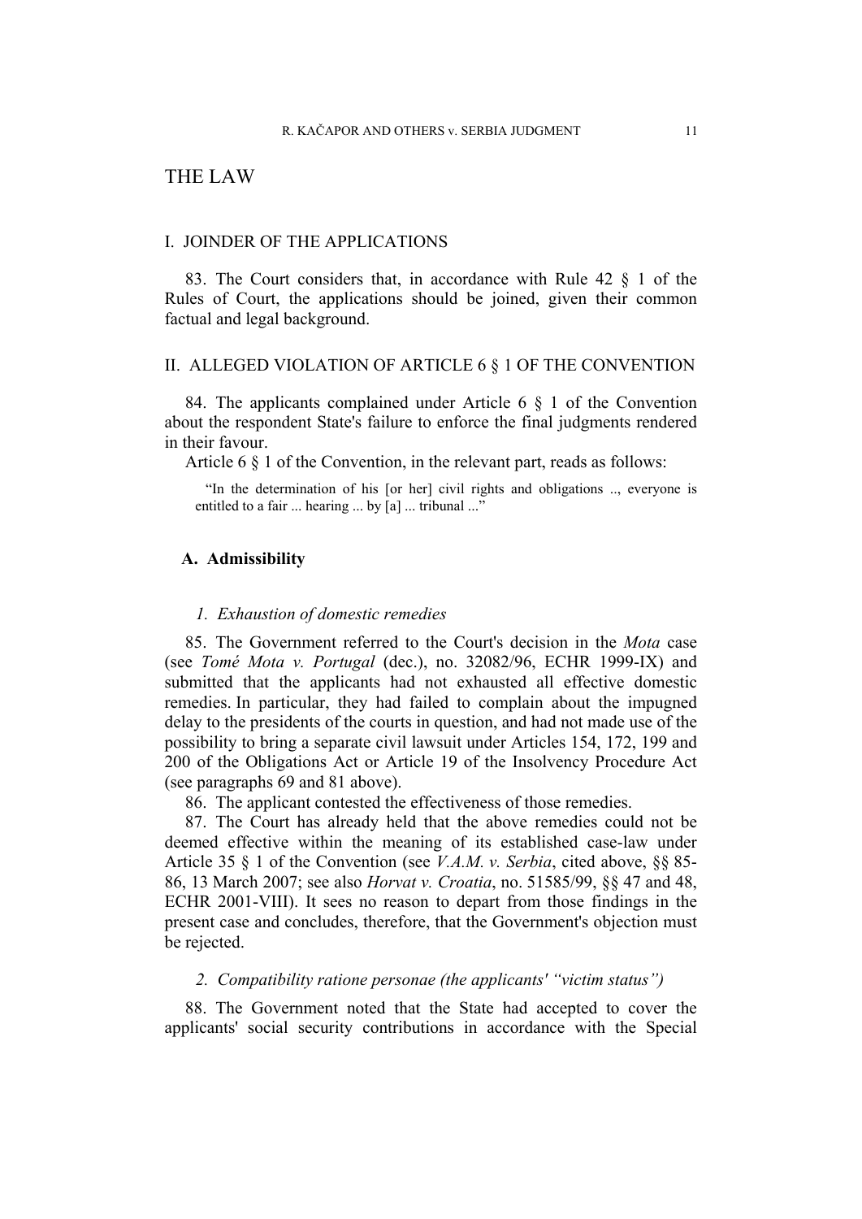# THE LAW

## I. JOINDER OF THE APPLICATIONS

83. The Court considers that, in accordance with Rule 42 § 1 of the Rules of Court, the applications should be joined, given their common factual and legal background.

## II. ALLEGED VIOLATION OF ARTICLE 6 § 1 OF THE CONVENTION

84. The applicants complained under Article 6 § 1 of the Convention about the respondent State's failure to enforce the final judgments rendered in their favour.

Article 6 § 1 of the Convention, in the relevant part, reads as follows:

> "In the determination of his [or her] civil rights and obligations .., everyone is entitled to a fair ... hearing ... by [a] ... tribunal ..."

### A. Admissibility

#### *1. Exhaustion of domestic remedies*

85. The Government referred to the Court's decision in the *Mota* case (see *Tomé Mota v. Portugal* (dec.), no. 32082/96, ECHR 1999-IX) and submitted that the applicants had not exhausted all effective domestic remedies. In particular, they had failed to complain about the impugned delay to the presidents of the courts in question, and had not made use of the possibility to bring a separate civil lawsuit under Articles 154, 172, 199 and 200 of the Obligations Act or Article 19 of the Insolvency Procedure Act (see paragraphs 69 and 81 above).

86. The applicant contested the effectiveness of those remedies.

87. The Court has already held that the above remedies could not be deemed effective within the meaning of its established case-law under Article 35 § 1 of the Convention (see *V.A.M. v. Serbia*, cited above, §§ 85-86, 13 March 2007; see also *Horvat v. Croatia*, no. 51585/99, §§ 47 and 48, ECHR 2001-VIII). It sees no reason to depart from those findings in the present case and concludes, therefore, that the Government's objection must be rejected.

#### *2. Compatibility ratione personae (the applicants' "victim status")*

88. The Government noted that the State had accepted to cover the applicants' social security contributions in accordance with the Special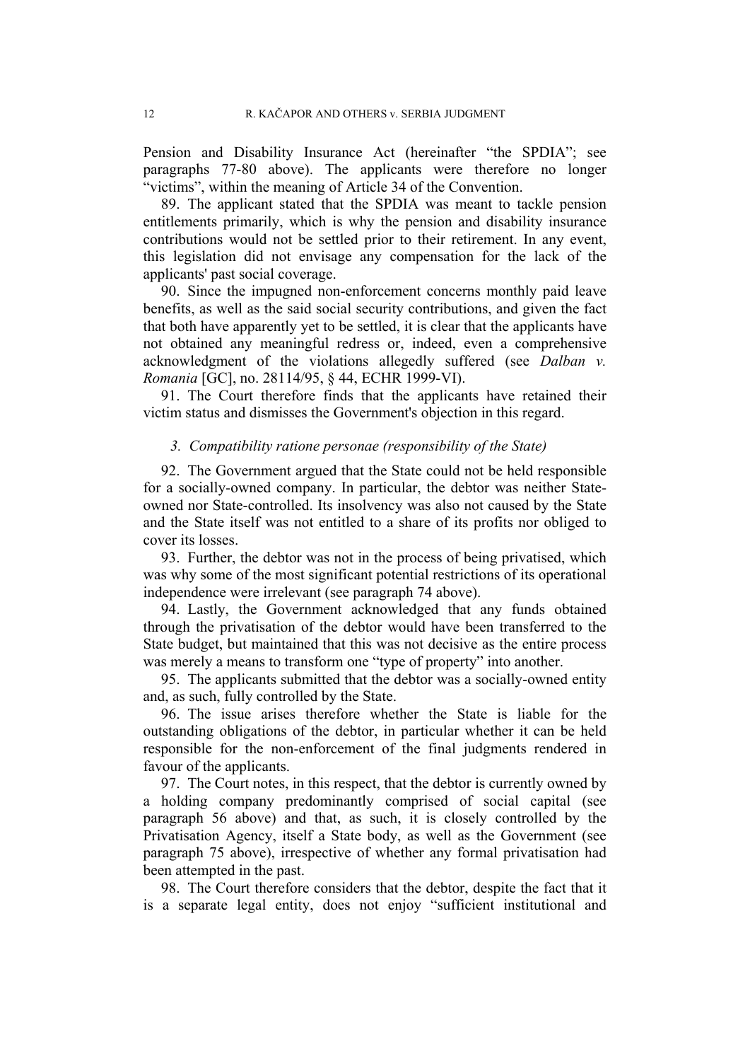Pension and Disability Insurance Act (hereinafter "the SPDIA"; see paragraphs 77-80 above). The applicants were therefore no longer "victims", within the meaning of Article 34 of the Convention.

89. The applicant stated that the SPDIA was meant to tackle pension entitlements primarily, which is why the pension and disability insurance contributions would not be settled prior to their retirement. In any event, this legislation did not envisage any compensation for the lack of the applicants' past social coverage.

90. Since the impugned non-enforcement concerns monthly paid leave benefits, as well as the said social security contributions, and given the fact that both have apparently yet to be settled, it is clear that the applicants have not obtained any meaningful redress or, indeed, even a comprehensive acknowledgment of the violations allegedly suffered (see *Dalban v. Romania* [GC], no. 28114/95, § 44, ECHR 1999-VI).

91. The Court therefore finds that the applicants have retained their victim status and dismisses the Government's objection in this regard.

### *3. Compatibility ratione personae (responsibility of the State)*

92. The Government argued that the State could not be held responsible for a socially-owned company. In particular, the debtor was neither State-owned nor State-controlled. Its insolvency was also not caused by the State and the State itself was not entitled to a share of its profits nor obliged to cover its losses.

93. Further, the debtor was not in the process of being privatised, which was why some of the most significant potential restrictions of its operational independence were irrelevant (see paragraph 74 above).

94. Lastly, the Government acknowledged that any funds obtained through the privatisation of the debtor would have been transferred to the State budget, but maintained that this was not decisive as the entire process was merely a means to transform one "type of property" into another.

95. The applicants submitted that the debtor was a socially-owned entity and, as such, fully controlled by the State.

96. The issue arises therefore whether the State is liable for the outstanding obligations of the debtor, in particular whether it can be held responsible for the non-enforcement of the final judgments rendered in favour of the applicants.

97. The Court notes, in this respect, that the debtor is currently owned by a holding company predominantly comprised of social capital (see paragraph 56 above) and that, as such, it is closely controlled by the Privatisation Agency, itself a State body, as well as the Government (see paragraph 75 above), irrespective of whether any formal privatisation had been attempted in the past.

98. The Court therefore considers that the debtor, despite the fact that it is a separate legal entity, does not enjoy "sufficient institutional and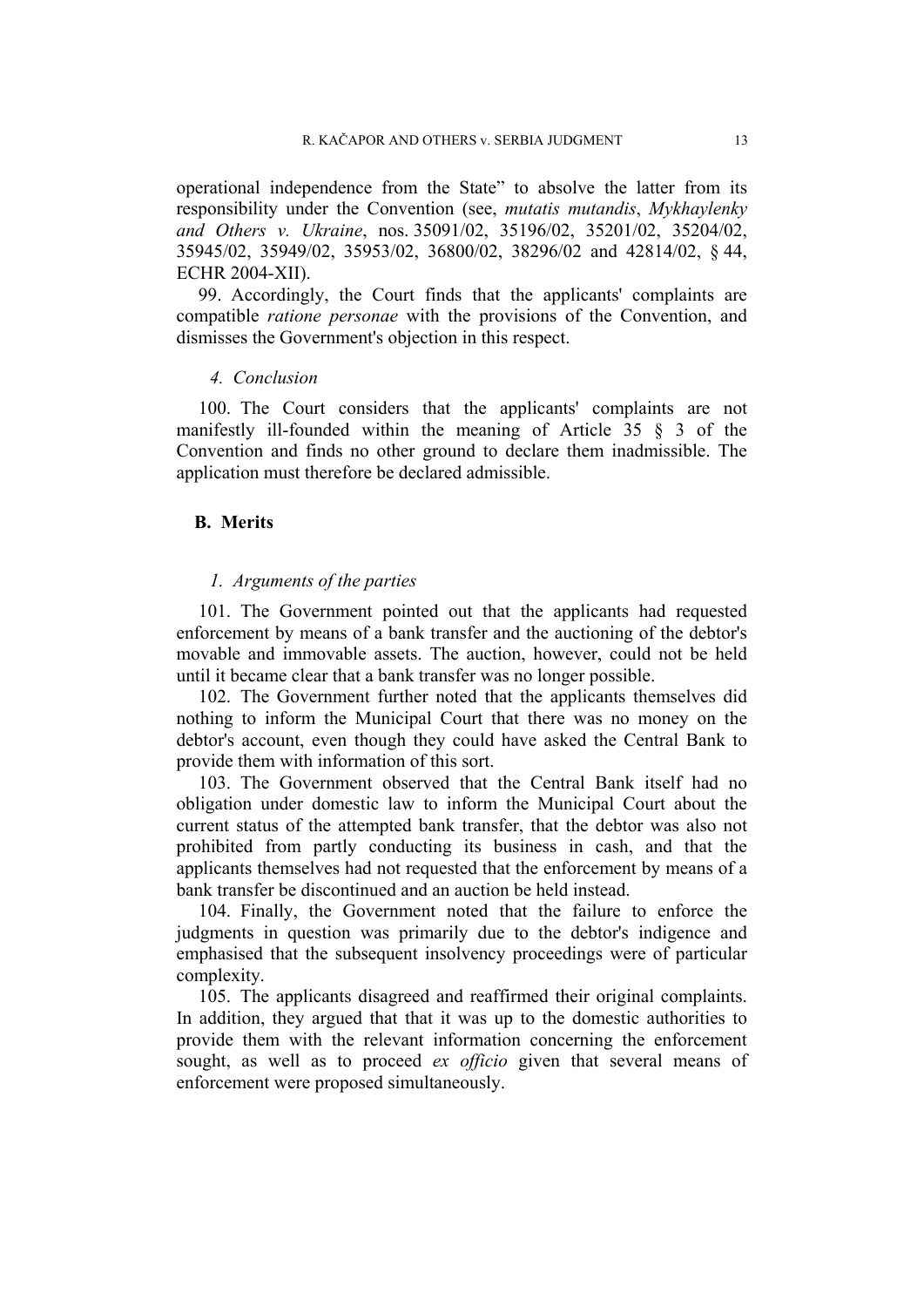operational independence from the State" to absolve the latter from its responsibility under the Convention (see, *mutatis mutandis*, *Mykhaylenky and Others v. Ukraine*, nos. 35091/02, 35196/02, 35201/02, 35204/02, 35945/02, 35949/02, 35953/02, 36800/02, 38296/02 and 42814/02, § 44, ECHR 2004-XII).

99. Accordingly, the Court finds that the applicants' complaints are compatible *ratione personae* with the provisions of the Convention, and dismisses the Government's objection in this respect.

#### *4. Conclusion*

100. The Court considers that the applicants' complaints are not manifestly ill-founded within the meaning of Article 35 § 3 of the Convention and finds no other ground to declare them inadmissible. The application must therefore be declared admissible.

### **B. Merits**

#### *1. Arguments of the parties*

101. The Government pointed out that the applicants had requested enforcement by means of a bank transfer and the auctioning of the debtor's movable and immovable assets. The auction, however, could not be held until it became clear that a bank transfer was no longer possible.

102. The Government further noted that the applicants themselves did nothing to inform the Municipal Court that there was no money on the debtor's account, even though they could have asked the Central Bank to provide them with information of this sort.

103. The Government observed that the Central Bank itself had no obligation under domestic law to inform the Municipal Court about the current status of the attempted bank transfer, that the debtor was also not prohibited from partly conducting its business in cash, and that the applicants themselves had not requested that the enforcement by means of a bank transfer be discontinued and an auction be held instead.

104. Finally, the Government noted that the failure to enforce the judgments in question was primarily due to the debtor's indigence and emphasised that the subsequent insolvency proceedings were of particular complexity.

105. The applicants disagreed and reaffirmed their original complaints. In addition, they argued that that it was up to the domestic authorities to provide them with the relevant information concerning the enforcement sought, as well as to proceed *ex officio* given that several means of enforcement were proposed simultaneously.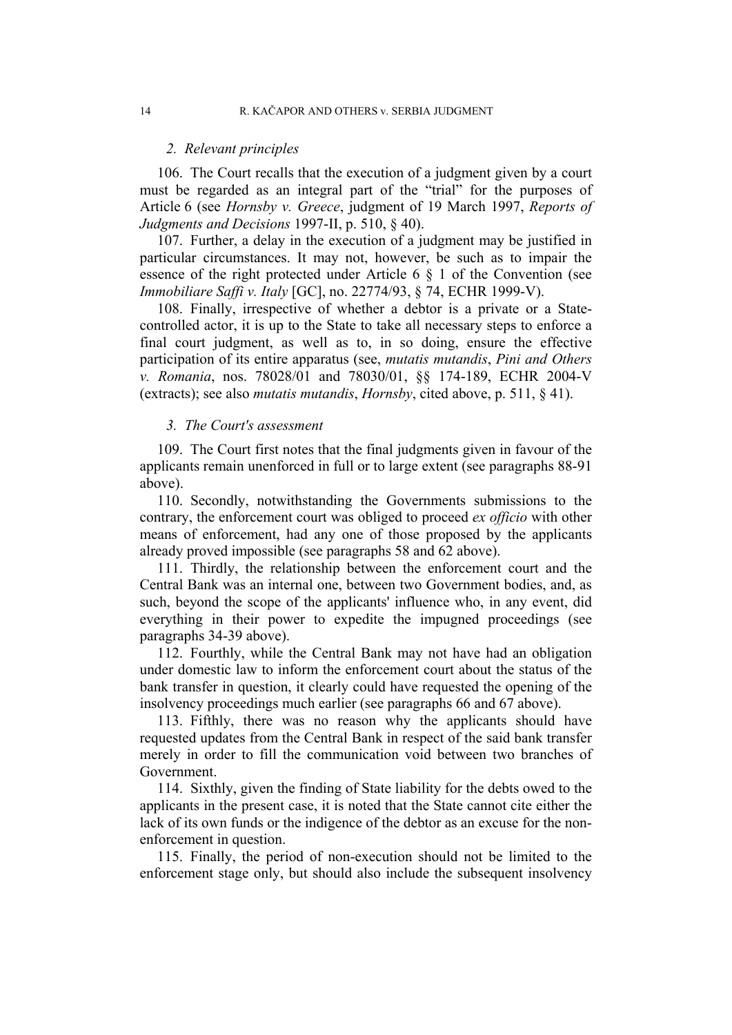### *2. Relevant principles*

106. The Court recalls that the execution of a judgment given by a court must be regarded as an integral part of the "trial" for the purposes of Article 6 (see *Hornsby v. Greece*, judgment of 19 March 1997, *Reports of Judgments and Decisions* 1997-II, p. 510, § 40).

107. Further, a delay in the execution of a judgment may be justified in particular circumstances. It may not, however, be such as to impair the essence of the right protected under Article 6 § 1 of the Convention (see *Immobiliare Saffi v. Italy* [GC], no. 22774/93, § 74, ECHR 1999-V).

108. Finally, irrespective of whether a debtor is a private or a State-controlled actor, it is up to the State to take all necessary steps to enforce a final court judgment, as well as to, in so doing, ensure the effective participation of its entire apparatus (see, *mutatis mutandis*, *Pini and Others v. Romania*, nos. 78028/01 and 78030/01, §§ 174-189, ECHR 2004-V (extracts); see also *mutatis mutandis*, *Hornsby*, cited above, p. 511, § 41).

### *3. The Court's assessment*

109. The Court first notes that the final judgments given in favour of the applicants remain unenforced in full or to large extent (see paragraphs 88-91 above).

110. Secondly, notwithstanding the Governments submissions to the contrary, the enforcement court was obliged to proceed *ex officio* with other means of enforcement, had any one of those proposed by the applicants already proved impossible (see paragraphs 58 and 62 above).

111. Thirdly, the relationship between the enforcement court and the Central Bank was an internal one, between two Government bodies, and, as such, beyond the scope of the applicants' influence who, in any event, did everything in their power to expedite the impugned proceedings (see paragraphs 34-39 above).

112. Fourthly, while the Central Bank may not have had an obligation under domestic law to inform the enforcement court about the status of the bank transfer in question, it clearly could have requested the opening of the insolvency proceedings much earlier (see paragraphs 66 and 67 above).

113. Fifthly, there was no reason why the applicants should have requested updates from the Central Bank in respect of the said bank transfer merely in order to fill the communication void between two branches of Government.

114. Sixthly, given the finding of State liability for the debts owed to the applicants in the present case, it is noted that the State cannot cite either the lack of its own funds or the indigence of the debtor as an excuse for the non-enforcement in question.

115. Finally, the period of non-execution should not be limited to the enforcement stage only, but should also include the subsequent insolvency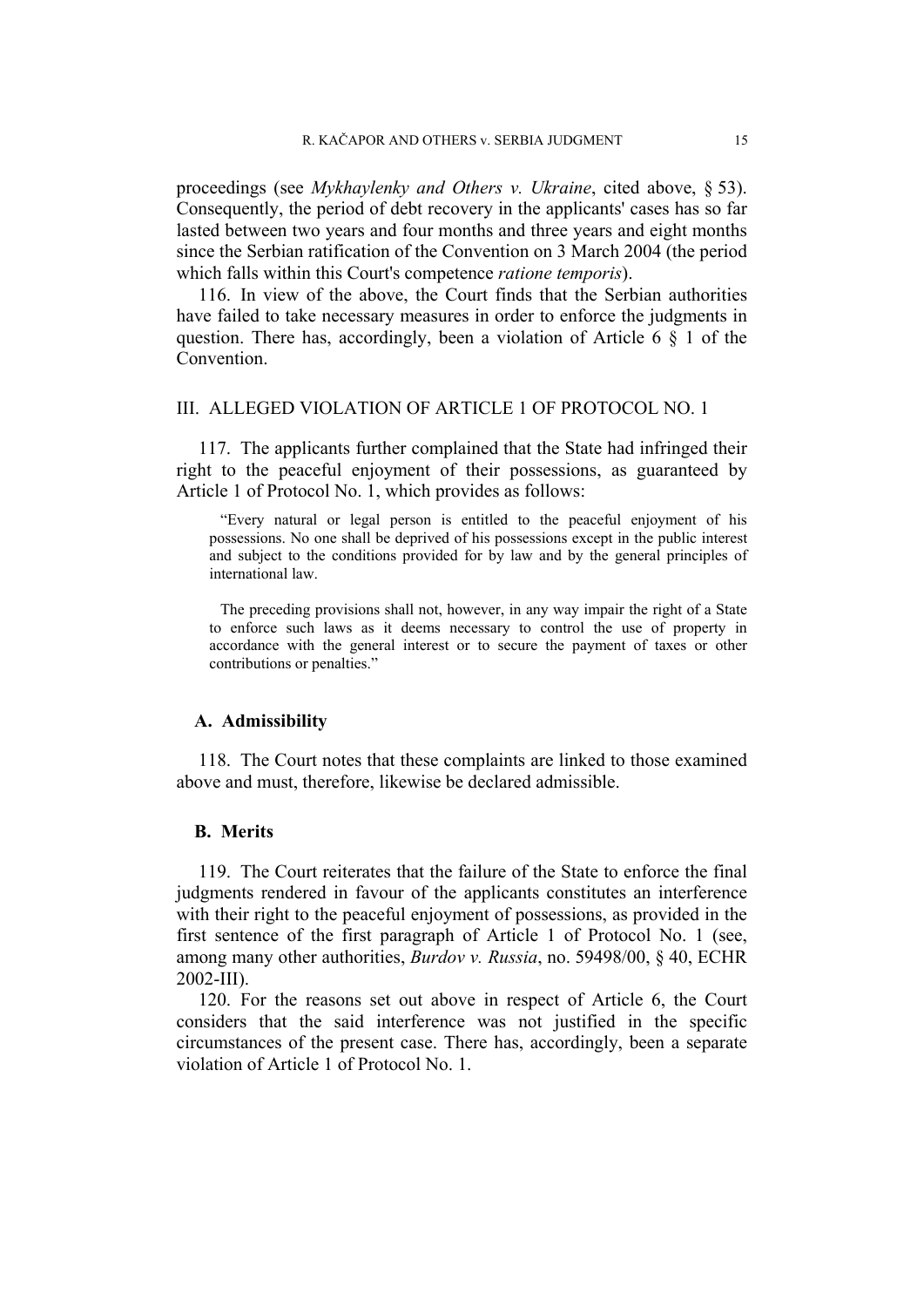proceedings (see *Mykhaylenky and Others v. Ukraine*, cited above, § 53). Consequently, the period of debt recovery in the applicants' cases has so far lasted between two years and four months and three years and eight months since the Serbian ratification of the Convention on 3 March 2004 (the period which falls within this Court's competence *ratione temporis*).

116. In view of the above, the Court finds that the Serbian authorities have failed to take necessary measures in order to enforce the judgments in question. There has, accordingly, been a violation of Article 6 § 1 of the Convention.

## III. ALLEGED VIOLATION OF ARTICLE 1 OF PROTOCOL NO. 1

117. The applicants further complained that the State had infringed their right to the peaceful enjoyment of their possessions, as guaranteed by Article 1 of Protocol No. 1, which provides as follows:

> "Every natural or legal person is entitled to the peaceful enjoyment of his possessions. No one shall be deprived of his possessions except in the public interest and subject to the conditions provided for by law and by the general principles of international law.
>
> The preceding provisions shall not, however, in any way impair the right of a State to enforce such laws as it deems necessary to control the use of property in accordance with the general interest or to secure the payment of taxes or other contributions or penalties."

### A. Admissibility

118. The Court notes that these complaints are linked to those examined above and must, therefore, likewise be declared admissible.

### B. Merits

119. The Court reiterates that the failure of the State to enforce the final judgments rendered in favour of the applicants constitutes an interference with their right to the peaceful enjoyment of possessions, as provided in the first sentence of the first paragraph of Article 1 of Protocol No. 1 (see, among many other authorities, *Burdov v. Russia*, no. 59498/00, § 40, ECHR 2002-III).

120. For the reasons set out above in respect of Article 6, the Court considers that the said interference was not justified in the specific circumstances of the present case. There has, accordingly, been a separate violation of Article 1 of Protocol No. 1.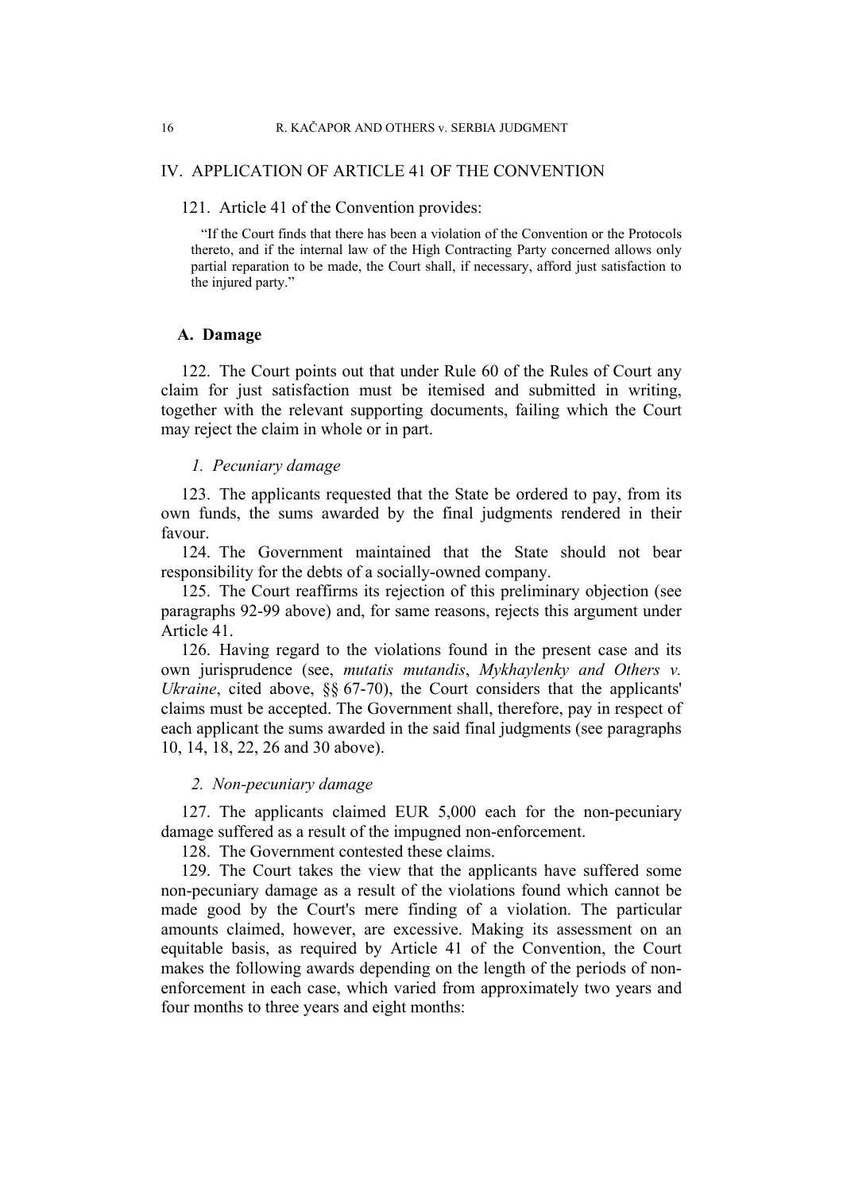## IV. APPLICATION OF ARTICLE 41 OF THE CONVENTION

121. Article 41 of the Convention provides:

> "If the Court finds that there has been a violation of the Convention or the Protocols thereto, and if the internal law of the High Contracting Party concerned allows only partial reparation to be made, the Court shall, if necessary, afford just satisfaction to the injured party."

### A. Damage

122. The Court points out that under Rule 60 of the Rules of Court any claim for just satisfaction must be itemised and submitted in writing, together with the relevant supporting documents, failing which the Court may reject the claim in whole or in part.

#### *1. Pecuniary damage*

123. The applicants requested that the State be ordered to pay, from its own funds, the sums awarded by the final judgments rendered in their favour.

124. The Government maintained that the State should not bear responsibility for the debts of a socially-owned company.

125. The Court reaffirms its rejection of this preliminary objection (see paragraphs 92-99 above) and, for same reasons, rejects this argument under Article 41.

126. Having regard to the violations found in the present case and its own jurisprudence (see, *mutatis mutandis*, *Mykhaylenky and Others v. Ukraine*, cited above, §§ 67-70), the Court considers that the applicants' claims must be accepted. The Government shall, therefore, pay in respect of each applicant the sums awarded in the said final judgments (see paragraphs 10, 14, 18, 22, 26 and 30 above).

#### *2. Non-pecuniary damage*

127. The applicants claimed EUR 5,000 each for the non-pecuniary damage suffered as a result of the impugned non-enforcement.

128. The Government contested these claims.

129. The Court takes the view that the applicants have suffered some non-pecuniary damage as a result of the violations found which cannot be made good by the Court's mere finding of a violation. The particular amounts claimed, however, are excessive. Making its assessment on an equitable basis, as required by Article 41 of the Convention, the Court makes the following awards depending on the length of the periods of non-enforcement in each case, which varied from approximately two years and four months to three years and eight months: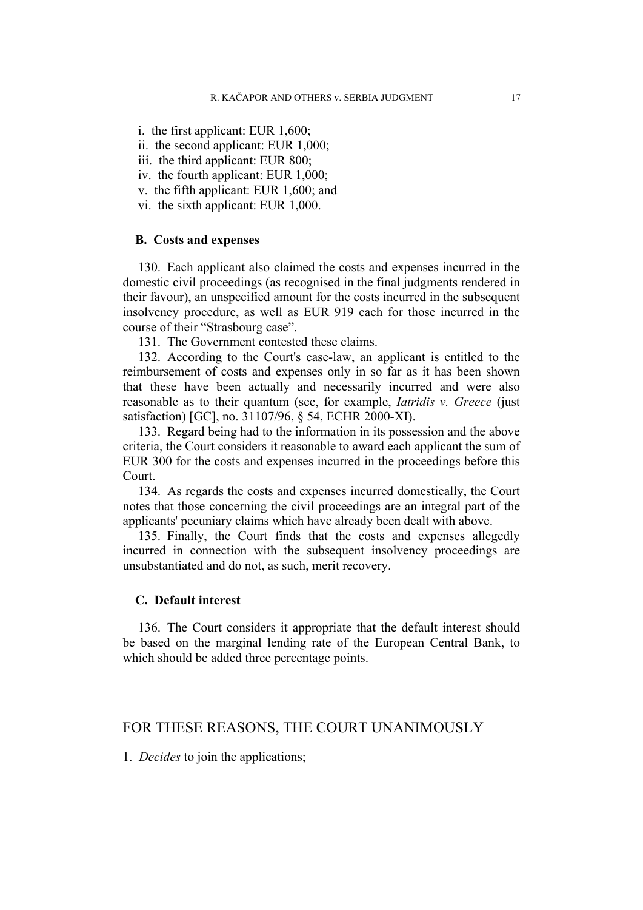i. the first applicant: EUR 1,600;
ii. the second applicant: EUR 1,000;
iii. the third applicant: EUR 800;
iv. the fourth applicant: EUR 1,000;
v. the fifth applicant: EUR 1,600; and
vi. the sixth applicant: EUR 1,000.

### B. Costs and expenses

130. Each applicant also claimed the costs and expenses incurred in the domestic civil proceedings (as recognised in the final judgments rendered in their favour), an unspecified amount for the costs incurred in the subsequent insolvency procedure, as well as EUR 919 each for those incurred in the course of their "Strasbourg case".

131. The Government contested these claims.

132. According to the Court's case-law, an applicant is entitled to the reimbursement of costs and expenses only in so far as it has been shown that these have been actually and necessarily incurred and were also reasonable as to their quantum (see, for example, *Iatridis v. Greece* (just satisfaction) [GC], no. 31107/96, § 54, ECHR 2000-XI).

133. Regard being had to the information in its possession and the above criteria, the Court considers it reasonable to award each applicant the sum of EUR 300 for the costs and expenses incurred in the proceedings before this Court.

134. As regards the costs and expenses incurred domestically, the Court notes that those concerning the civil proceedings are an integral part of the applicants' pecuniary claims which have already been dealt with above.

135. Finally, the Court finds that the costs and expenses allegedly incurred in connection with the subsequent insolvency proceedings are unsubstantiated and do not, as such, merit recovery.

### C. Default interest

136. The Court considers it appropriate that the default interest should be based on the marginal lending rate of the European Central Bank, to which should be added three percentage points.

## FOR THESE REASONS, THE COURT UNANIMOUSLY

1. *Decides* to join the applications;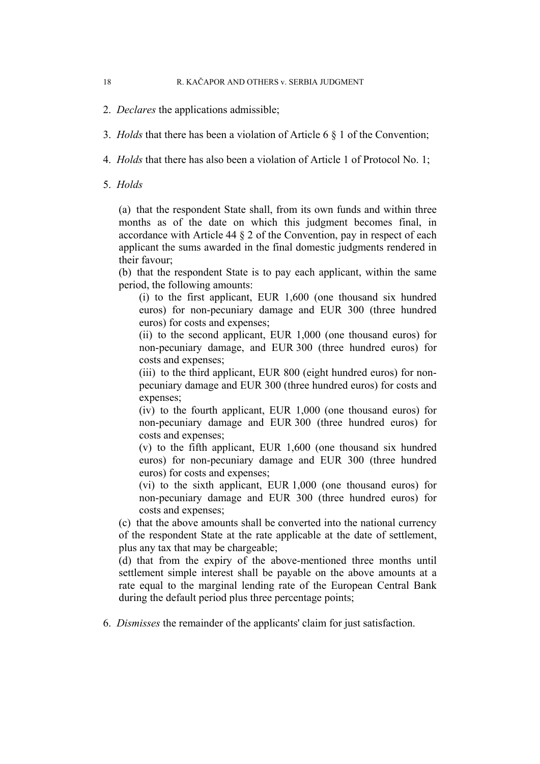2. *Declares* the applications admissible;

3. *Holds* that there has been a violation of Article 6 § 1 of the Convention;

4. *Holds* that there has also been a violation of Article 1 of Protocol No. 1;

5. *Holds*

   (a) that the respondent State shall, from its own funds and within three months as of the date on which this judgment becomes final, in accordance with Article 44 § 2 of the Convention, pay in respect of each applicant the sums awarded in the final domestic judgments rendered in their favour;

   (b) that the respondent State is to pay each applicant, within the same period, the following amounts:

      (i) to the first applicant, EUR 1,600 (one thousand six hundred euros) for non-pecuniary damage and EUR 300 (three hundred euros) for costs and expenses;

      (ii) to the second applicant, EUR 1,000 (one thousand euros) for non-pecuniary damage, and EUR 300 (three hundred euros) for costs and expenses;

      (iii) to the third applicant, EUR 800 (eight hundred euros) for non-pecuniary damage and EUR 300 (three hundred euros) for costs and expenses;

      (iv) to the fourth applicant, EUR 1,000 (one thousand euros) for non-pecuniary damage and EUR 300 (three hundred euros) for costs and expenses;

      (v) to the fifth applicant, EUR 1,600 (one thousand six hundred euros) for non-pecuniary damage and EUR 300 (three hundred euros) for costs and expenses;

      (vi) to the sixth applicant, EUR 1,000 (one thousand euros) for non-pecuniary damage and EUR 300 (three hundred euros) for costs and expenses;

   (c) that the above amounts shall be converted into the national currency of the respondent State at the rate applicable at the date of settlement, plus any tax that may be chargeable;

   (d) that from the expiry of the above-mentioned three months until settlement simple interest shall be payable on the above amounts at a rate equal to the marginal lending rate of the European Central Bank during the default period plus three percentage points;

6. *Dismisses* the remainder of the applicants' claim for just satisfaction.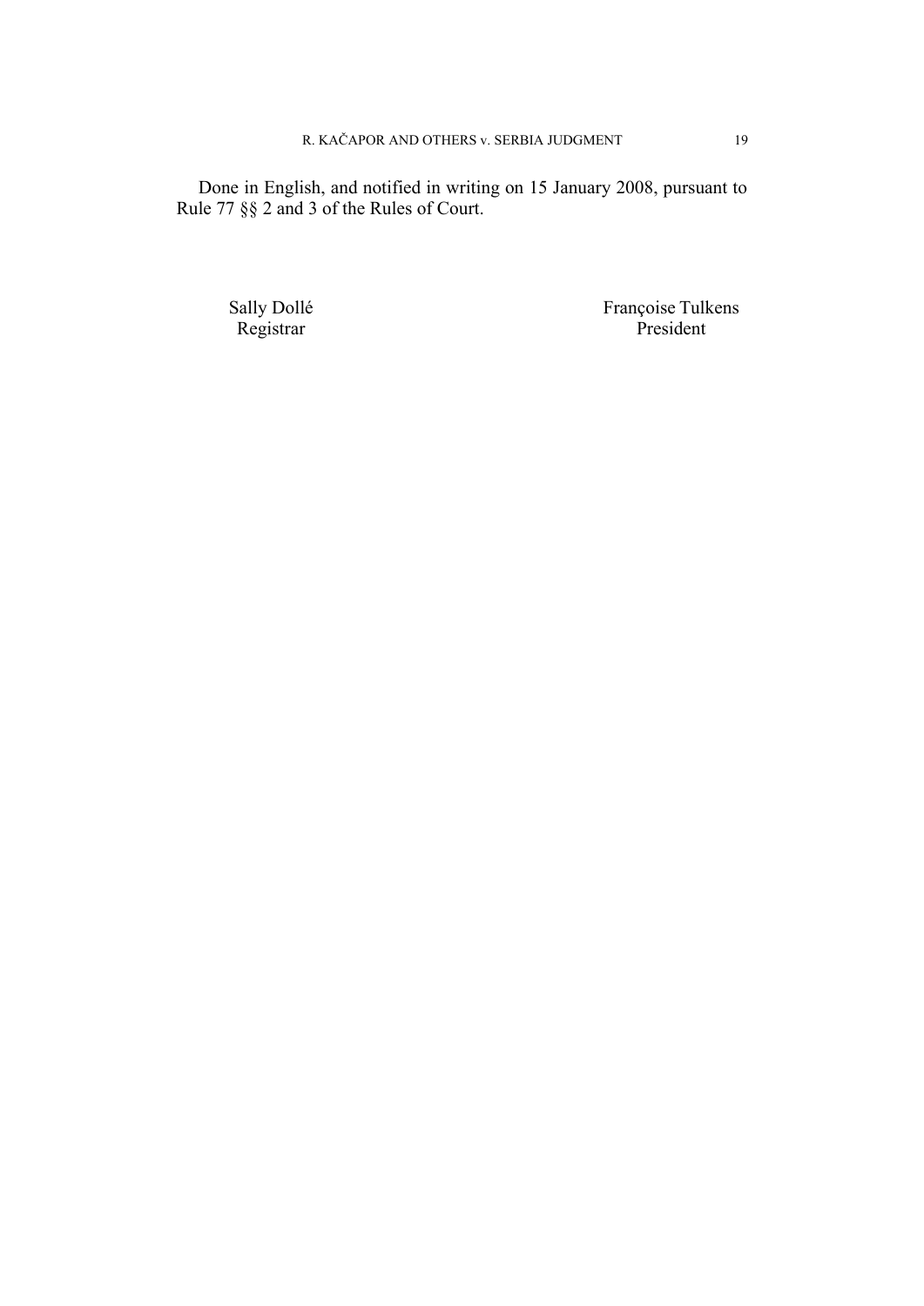Done in English, and notified in writing on 15 January 2008, pursuant to Rule 77 §§ 2 and 3 of the Rules of Court.

| | |
|---|---|
| Sally Dollé | Françoise Tulkens |
| Registrar | President |